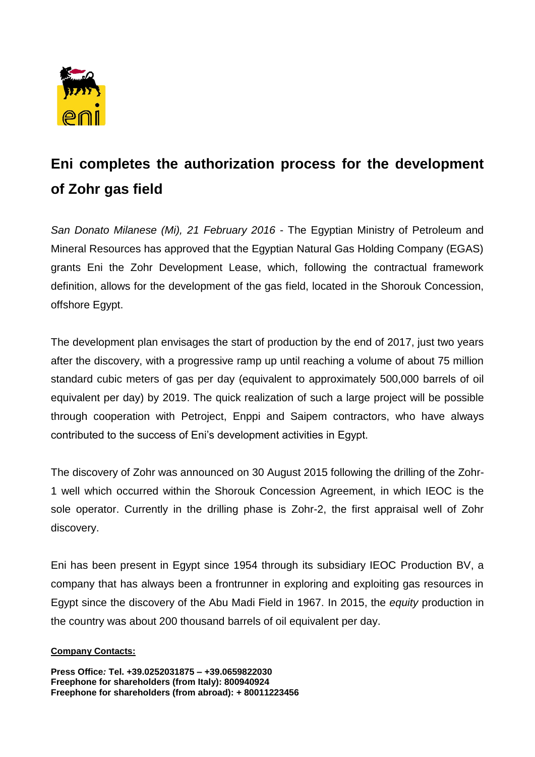# Eni completes the authorization process for the development of Zohr gas field

*San Donato Milanese (Mi), 21 February 2016* - The Egyptian Ministry of Petroleum and Mineral Resources has approved that the Egyptian Natural Gas Holding Company (EGAS) grants Eni the Zohr Development Lease, which, following the contractual framework definition, allows for the development of the gas field, located in the Shorouk Concession, offshore Egypt.

The development plan envisages the start of production by the end of 2017, just two years after the discovery, with a progressive ramp up until reaching a volume of about 75 million standard cubic meters of gas per day (equivalent to approximately 500,000 barrels of oil equivalent per day) by 2019. The quick realization of such a large project will be possible through cooperation with Petroject, Enppi and Saipem contractors, who have always contributed to the success of Eni's development activities in Egypt.

The discovery of Zohr was announced on 30 August 2015 following the drilling of the Zohr-1 well which occurred within the Shorouk Concession Agreement, in which IEOC is the sole operator. Currently in the drilling phase is Zohr-2, the first appraisal well of Zohr discovery.

Eni has been present in Egypt since 1954 through its subsidiary IEOC Production BV, a company that has always been a frontrunner in exploring and exploiting gas resources in Egypt since the discovery of the Abu Madi Field in 1967. In 2015, the *equity* production in the country was about 200 thousand barrels of oil equivalent per day.

**Company Contacts:**

**Press Office: Tel. +39.0252031875 – +39.0659822030**
**Freephone for shareholders (from Italy): 800940924**
**Freephone for shareholders (from abroad): + 80011223456**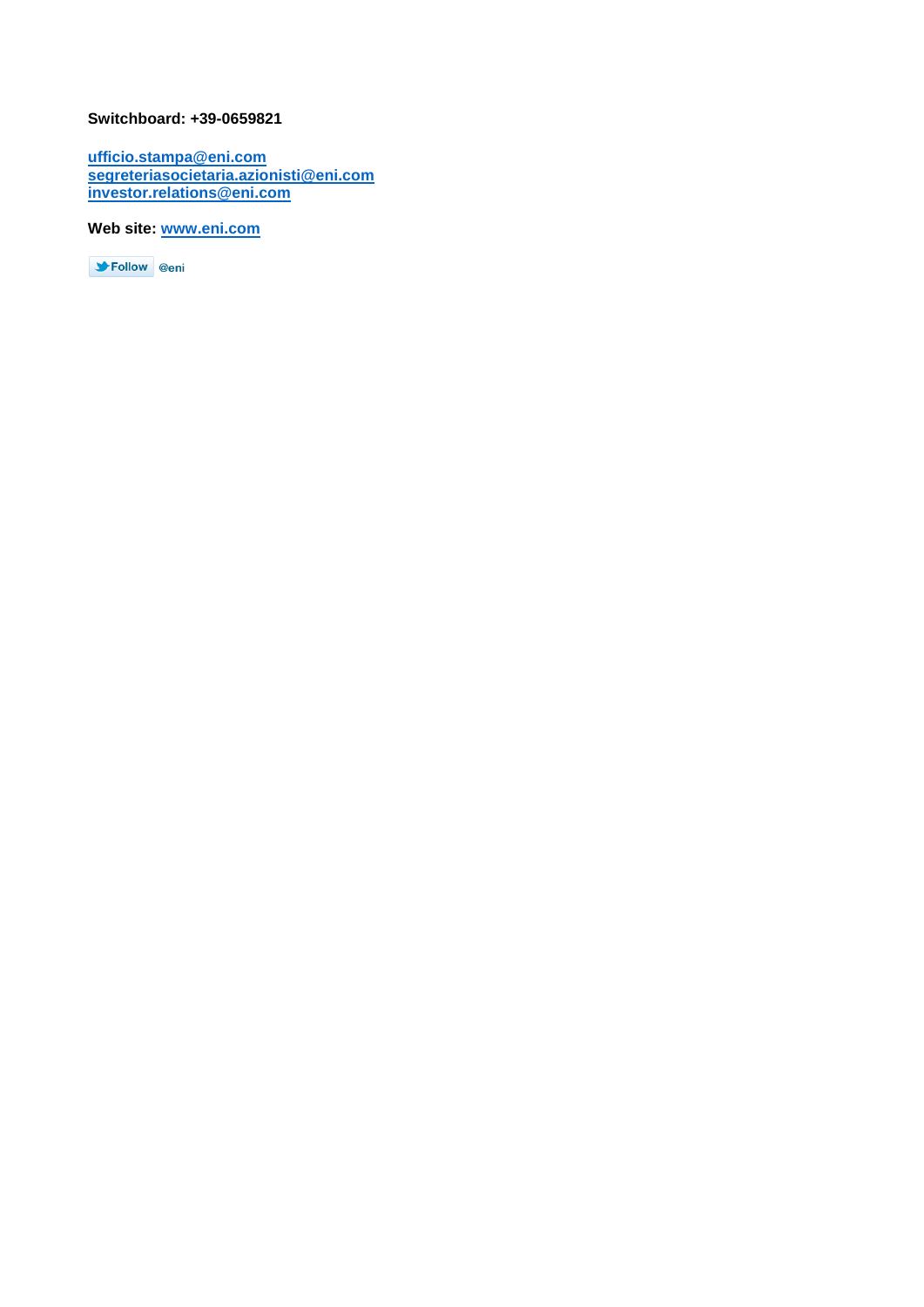**Switchboard: +39-0659821**

[ufficio.stampa@eni.com](mailto:ufficio.stampa@eni.com)
[segreteriasocietaria.azionisti@eni.com](mailto:segreteriasocietaria.azionisti@eni.com)
[investor.relations@eni.com](mailto:investor.relations@eni.com)

**Web site:** [www.eni.com](http://www.eni.com)

Follow @eni